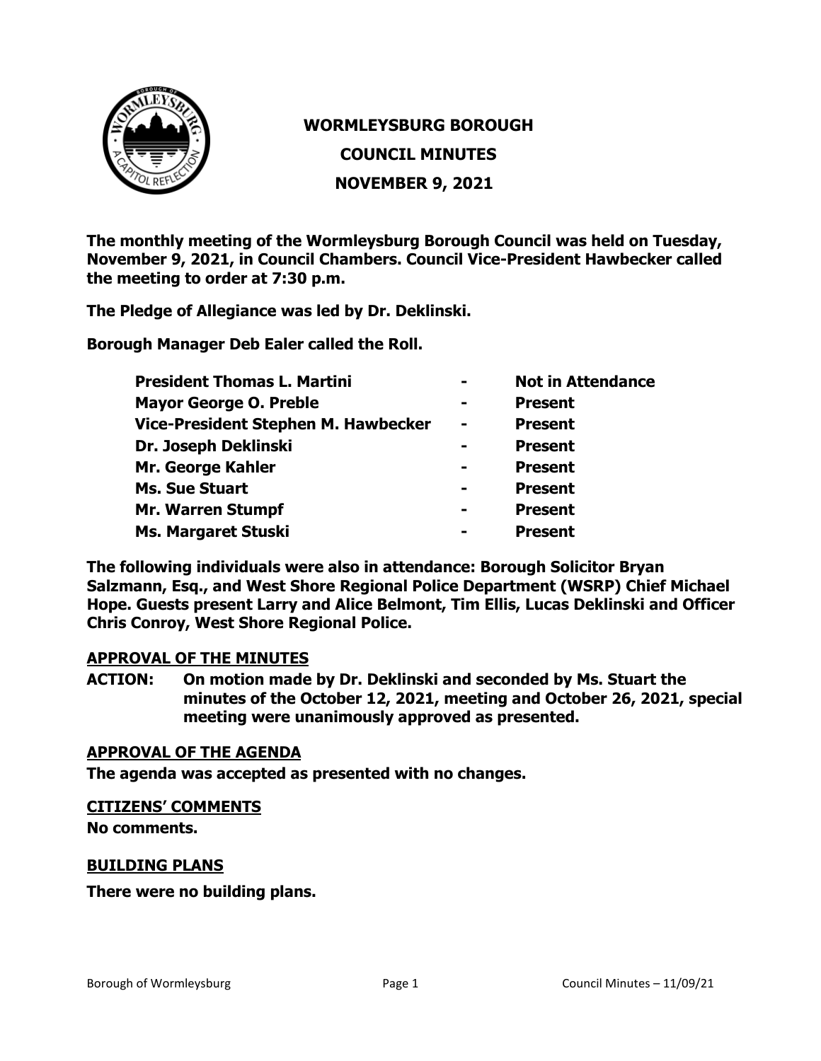# WORMLEYSBURG BOROUGH

## COUNCIL MINUTES

## NOVEMBER 9, 2021

**The monthly meeting of the Wormleysburg Borough Council was held on Tuesday, November 9, 2021, in Council Chambers. Council Vice-President Hawbecker called the meeting to order at 7:30 p.m.**

**The Pledge of Allegiance was led by Dr. Deklinski.**

**Borough Manager Deb Ealer called the Roll.**

| | | |
|---|---|---|
| **President Thomas L. Martini** | - | **Not in Attendance** |
| **Mayor George O. Preble** | - | **Present** |
| **Vice-President Stephen M. Hawbecker** | - | **Present** |
| **Dr. Joseph Deklinski** | - | **Present** |
| **Mr. George Kahler** | - | **Present** |
| **Ms. Sue Stuart** | - | **Present** |
| **Mr. Warren Stumpf** | - | **Present** |
| **Ms. Margaret Stuski** | - | **Present** |

**The following individuals were also in attendance: Borough Solicitor Bryan Salzmann, Esq., and West Shore Regional Police Department (WSRP) Chief Michael Hope. Guests present Larry and Alice Belmont, Tim Ellis, Lucas Deklinski and Officer Chris Conroy, West Shore Regional Police.**

### APPROVAL OF THE MINUTES

**ACTION: On motion made by Dr. Deklinski and seconded by Ms. Stuart the minutes of the October 12, 2021, meeting and October 26, 2021, special meeting were unanimously approved as presented.**

### APPROVAL OF THE AGENDA

**The agenda was accepted as presented with no changes.**

### CITIZENS' COMMENTS

**No comments.**

### BUILDING PLANS

**There were no building plans.**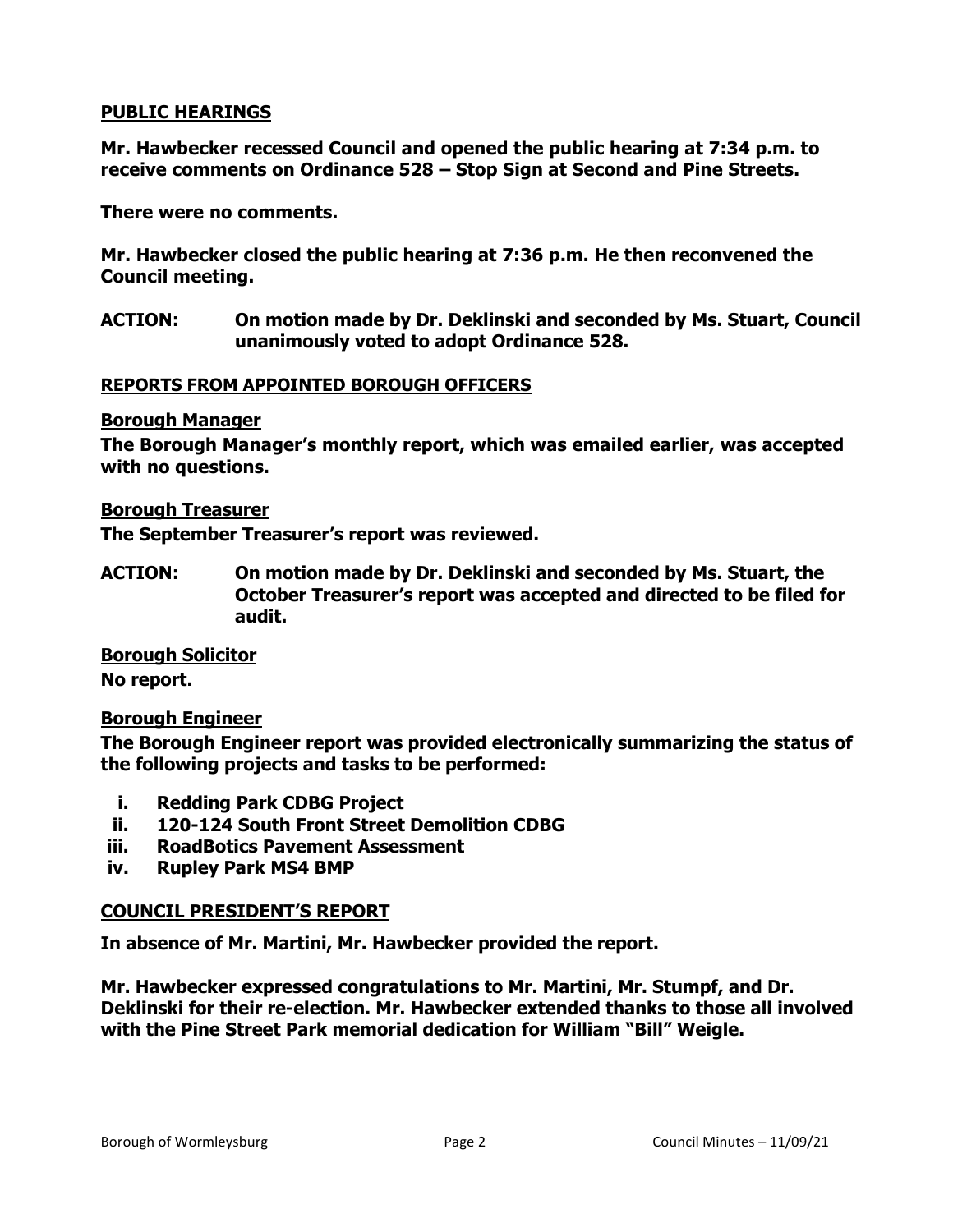## PUBLIC HEARINGS

**Mr. Hawbecker recessed Council and opened the public hearing at 7:34 p.m. to receive comments on Ordinance 528 – Stop Sign at Second and Pine Streets.**

**There were no comments.**

**Mr. Hawbecker closed the public hearing at 7:36 p.m. He then reconvened the Council meeting.**

**ACTION: On motion made by Dr. Deklinski and seconded by Ms. Stuart, Council unanimously voted to adopt Ordinance 528.**

## REPORTS FROM APPOINTED BOROUGH OFFICERS

### Borough Manager

**The Borough Manager's monthly report, which was emailed earlier, was accepted with no questions.**

### Borough Treasurer

**The September Treasurer's report was reviewed.**

**ACTION: On motion made by Dr. Deklinski and seconded by Ms. Stuart, the October Treasurer's report was accepted and directed to be filed for audit.**

### Borough Solicitor

**No report.**

### Borough Engineer

**The Borough Engineer report was provided electronically summarizing the status of the following projects and tasks to be performed:**

- **i. Redding Park CDBG Project**
- **ii. 120-124 South Front Street Demolition CDBG**
- **iii. RoadBotics Pavement Assessment**
- **iv. Rupley Park MS4 BMP**

## COUNCIL PRESIDENT'S REPORT

**In absence of Mr. Martini, Mr. Hawbecker provided the report.**

**Mr. Hawbecker expressed congratulations to Mr. Martini, Mr. Stumpf, and Dr. Deklinski for their re-election. Mr. Hawbecker extended thanks to those all involved with the Pine Street Park memorial dedication for William "Bill" Weigle.**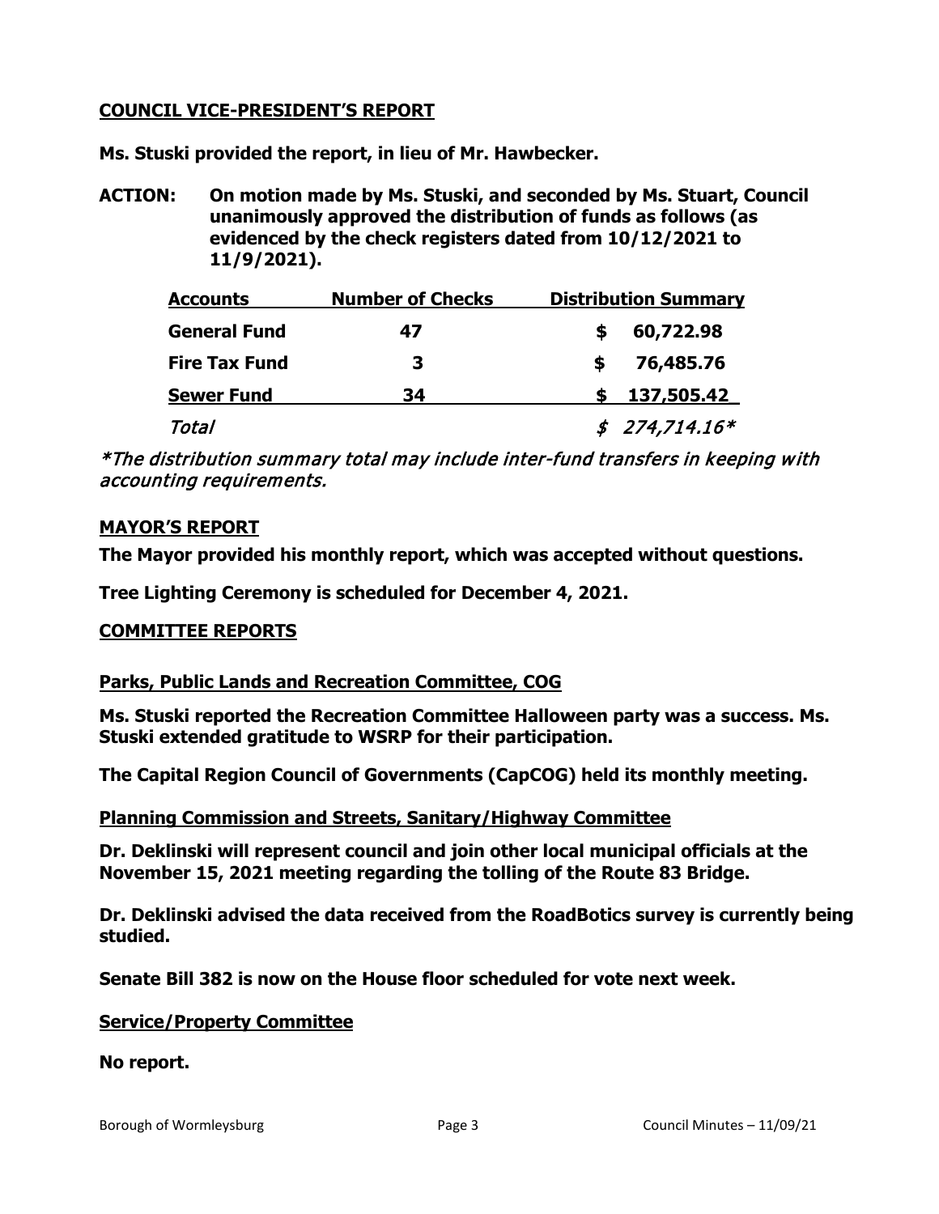**COUNCIL VICE-PRESIDENT'S REPORT**

**Ms. Stuski provided the report, in lieu of Mr. Hawbecker.**

**ACTION: On motion made by Ms. Stuski, and seconded by Ms. Stuart, Council unanimously approved the distribution of funds as follows (as evidenced by the check registers dated from 10/12/2021 to 11/9/2021).**

| Accounts | Number of Checks | Distribution Summary |
|---|---|---|
| **General Fund** | **47** | **$ 60,722.98** |
| **Fire Tax Fund** | **3** | **$ 76,485.76** |
| **Sewer Fund** | **34** | **$ 137,505.42** |
| *Total* | | *$ 274,714.16** |

*\*The distribution summary total may include inter-fund transfers in keeping with accounting requirements.*

**MAYOR'S REPORT**

**The Mayor provided his monthly report, which was accepted without questions.**

**Tree Lighting Ceremony is scheduled for December 4, 2021.**

**COMMITTEE REPORTS**

**Parks, Public Lands and Recreation Committee, COG**

**Ms. Stuski reported the Recreation Committee Halloween party was a success. Ms. Stuski extended gratitude to WSRP for their participation.**

**The Capital Region Council of Governments (CapCOG) held its monthly meeting.**

**Planning Commission and Streets, Sanitary/Highway Committee**

**Dr. Deklinski will represent council and join other local municipal officials at the November 15, 2021 meeting regarding the tolling of the Route 83 Bridge.**

**Dr. Deklinski advised the data received from the RoadBotics survey is currently being studied.**

**Senate Bill 382 is now on the House floor scheduled for vote next week.**

**Service/Property Committee**

**No report.**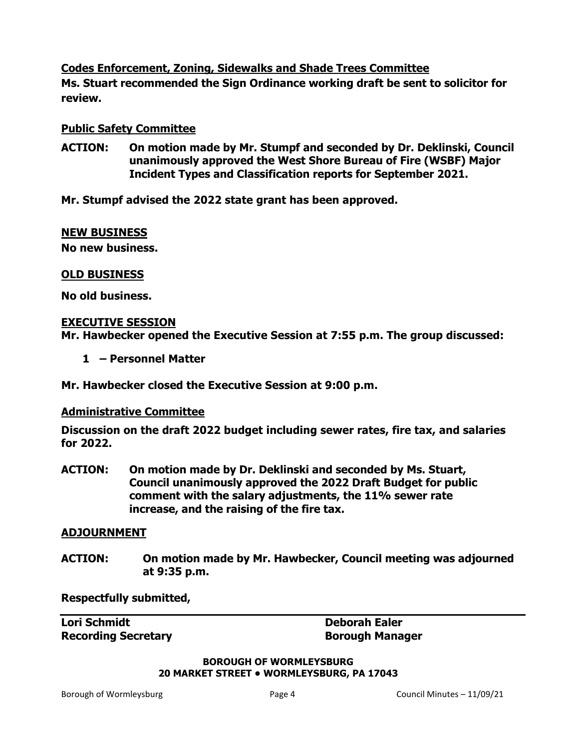**Codes Enforcement, Zoning, Sidewalks and Shade Trees Committee**

**Ms. Stuart recommended the Sign Ordinance working draft be sent to solicitor for review.**

**Public Safety Committee**

**ACTION: On motion made by Mr. Stumpf and seconded by Dr. Deklinski, Council unanimously approved the West Shore Bureau of Fire (WSBF) Major Incident Types and Classification reports for September 2021.**

**Mr. Stumpf advised the 2022 state grant has been approved.**

**NEW BUSINESS**

**No new business.**

**OLD BUSINESS**

**No old business.**

**EXECUTIVE SESSION**

**Mr. Hawbecker opened the Executive Session at 7:55 p.m. The group discussed:**

**1 – Personnel Matter**

**Mr. Hawbecker closed the Executive Session at 9:00 p.m.**

**Administrative Committee**

**Discussion on the draft 2022 budget including sewer rates, fire tax, and salaries for 2022.**

**ACTION: On motion made by Dr. Deklinski and seconded by Ms. Stuart, Council unanimously approved the 2022 Draft Budget for public comment with the salary adjustments, the 11% sewer rate increase, and the raising of the fire tax.**

**ADJOURNMENT**

**ACTION: On motion made by Mr. Hawbecker, Council meeting was adjourned at 9:35 p.m.**

**Respectfully submitted,**

**Lori Schmidt**
**Recording Secretary**

**Deborah Ealer**
**Borough Manager**

**BOROUGH OF WORMLEYSBURG**
**20 MARKET STREET • WORMLEYSBURG, PA 17043**